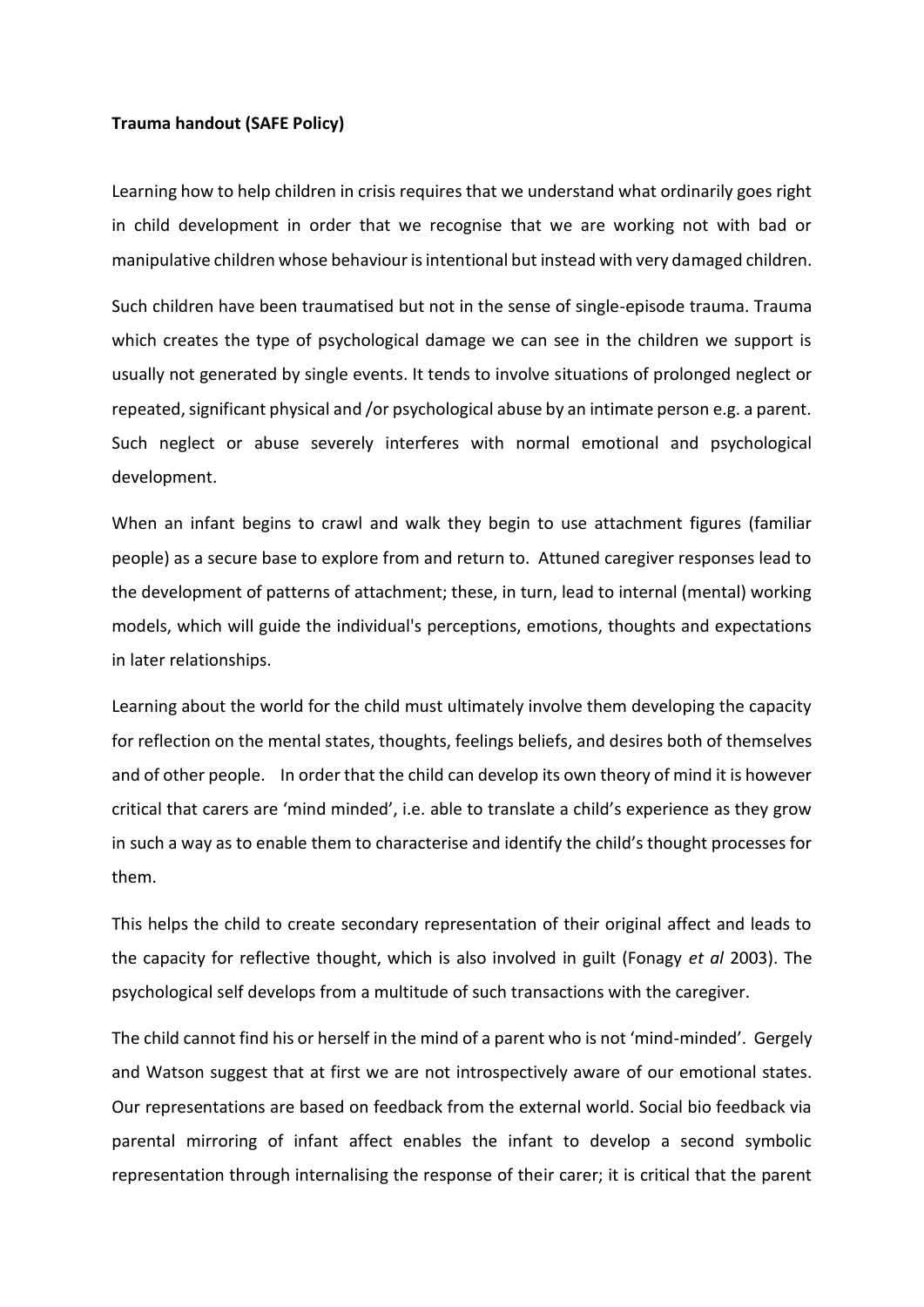**Trauma handout (SAFE Policy)**

Learning how to help children in crisis requires that we understand what ordinarily goes right in child development in order that we recognise that we are working not with bad or manipulative children whose behaviour is intentional but instead with very damaged children.

Such children have been traumatised but not in the sense of single-episode trauma. Trauma which creates the type of psychological damage we can see in the children we support is usually not generated by single events. It tends to involve situations of prolonged neglect or repeated, significant physical and /or psychological abuse by an intimate person e.g. a parent. Such neglect or abuse severely interferes with normal emotional and psychological development.

When an infant begins to crawl and walk they begin to use attachment figures (familiar people) as a secure base to explore from and return to. Attuned caregiver responses lead to the development of patterns of attachment; these, in turn, lead to internal (mental) working models, which will guide the individual's perceptions, emotions, thoughts and expectations in later relationships.

Learning about the world for the child must ultimately involve them developing the capacity for reflection on the mental states, thoughts, feelings beliefs, and desires both of themselves and of other people. In order that the child can develop its own theory of mind it is however critical that carers are 'mind minded', i.e. able to translate a child's experience as they grow in such a way as to enable them to characterise and identify the child's thought processes for them.

This helps the child to create secondary representation of their original affect and leads to the capacity for reflective thought, which is also involved in guilt (Fonagy *et al* 2003). The psychological self develops from a multitude of such transactions with the caregiver.

The child cannot find his or herself in the mind of a parent who is not 'mind-minded'. Gergely and Watson suggest that at first we are not introspectively aware of our emotional states. Our representations are based on feedback from the external world. Social bio feedback via parental mirroring of infant affect enables the infant to develop a second symbolic representation through internalising the response of their carer; it is critical that the parent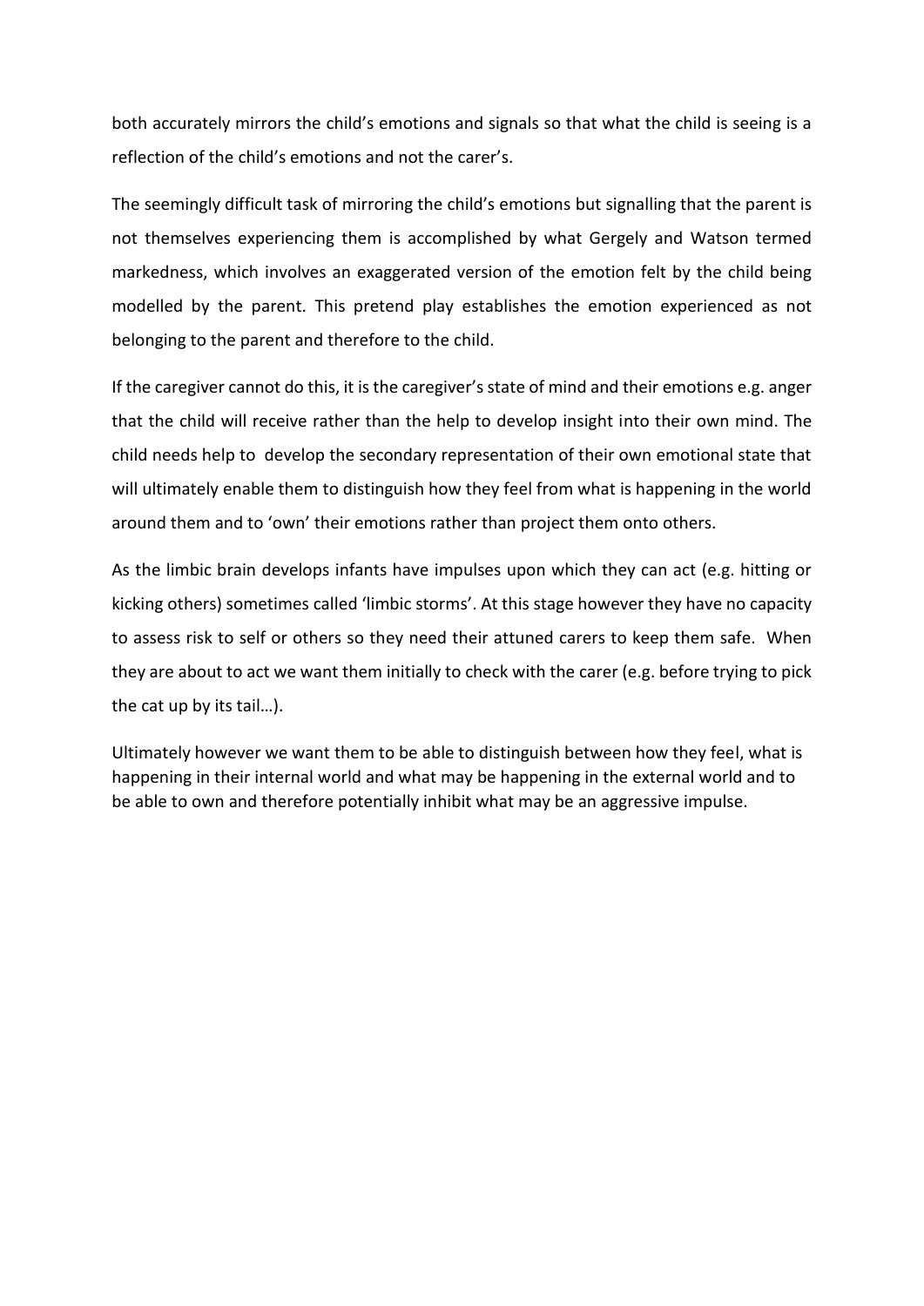both accurately mirrors the child's emotions and signals so that what the child is seeing is a reflection of the child's emotions and not the carer's.

The seemingly difficult task of mirroring the child's emotions but signalling that the parent is not themselves experiencing them is accomplished by what Gergely and Watson termed markedness, which involves an exaggerated version of the emotion felt by the child being modelled by the parent. This pretend play establishes the emotion experienced as not belonging to the parent and therefore to the child.

If the caregiver cannot do this, it is the caregiver's state of mind and their emotions e.g. anger that the child will receive rather than the help to develop insight into their own mind. The child needs help to develop the secondary representation of their own emotional state that will ultimately enable them to distinguish how they feel from what is happening in the world around them and to 'own' their emotions rather than project them onto others.

As the limbic brain develops infants have impulses upon which they can act (e.g. hitting or kicking others) sometimes called 'limbic storms'. At this stage however they have no capacity to assess risk to self or others so they need their attuned carers to keep them safe. When they are about to act we want them initially to check with the carer (e.g. before trying to pick the cat up by its tail…).

Ultimately however we want them to be able to distinguish between how they feel, what is happening in their internal world and what may be happening in the external world and to be able to own and therefore potentially inhibit what may be an aggressive impulse.